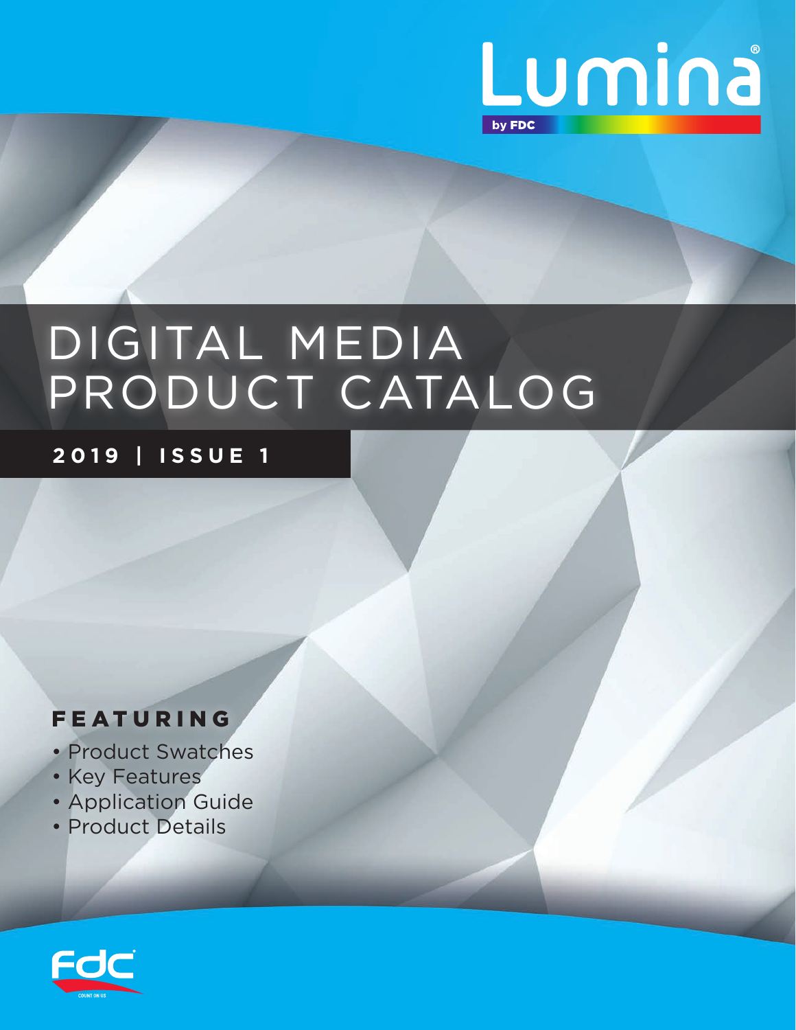Lumina®

by FDC

# DIGITAL MEDIA PRODUCT CATALOG

## 2019 | ISSUE 1

**FEATURING**

- Product Swatches
- Key Features
- Application Guide
- Product Details

fdc®

COUNT ON US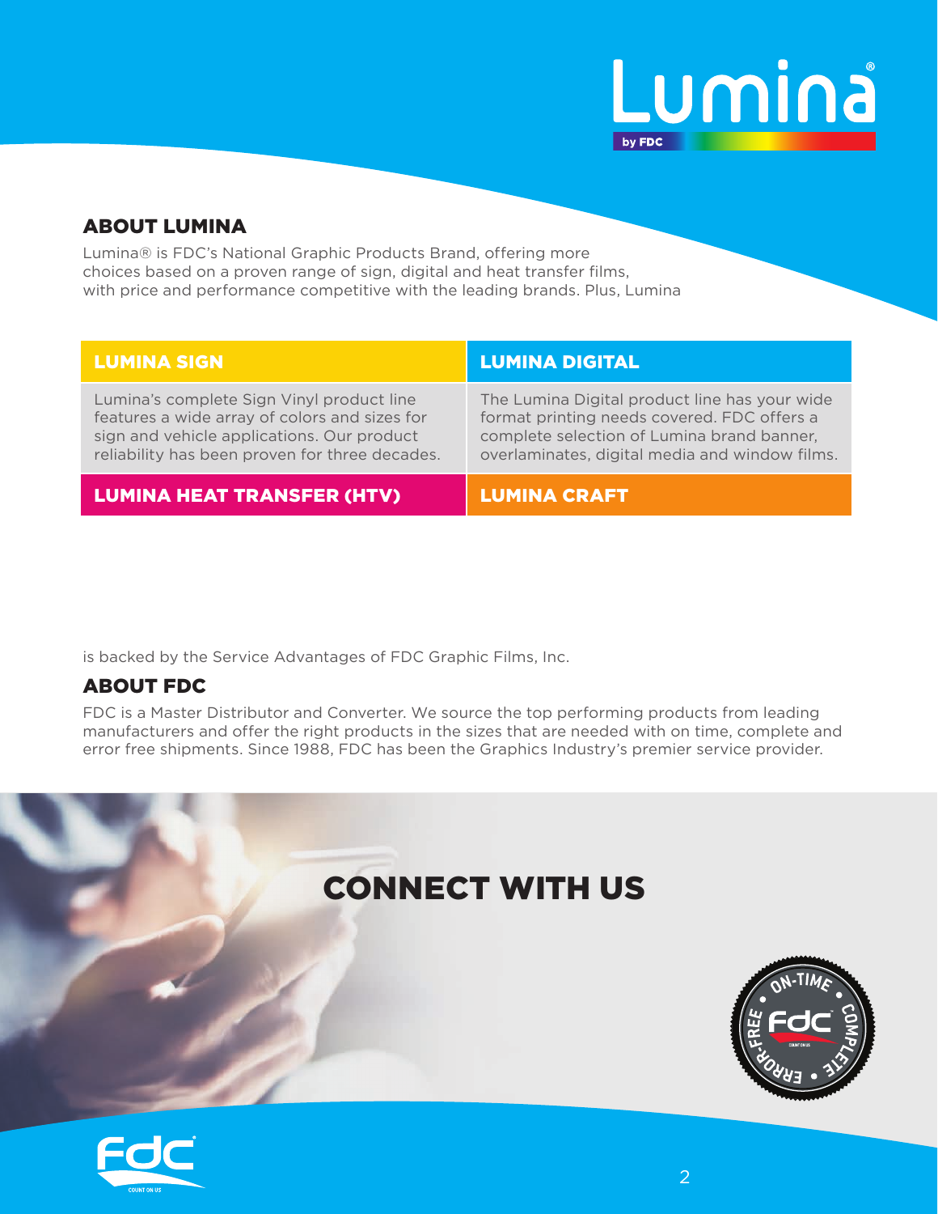## ABOUT LUMINA

Lumina® is FDC's National Graphic Products Brand, offering more choices based on a proven range of sign, digital and heat transfer films, with price and performance competitive with the leading brands. Plus, Lumina is backed by the Service Advantages of FDC Graphic Films, Inc.

| LUMINA SIGN | LUMINA DIGITAL |
| --- | --- |
| Lumina's complete Sign Vinyl product line features a wide array of colors and sizes for sign and vehicle applications. Our product reliability has been proven for three decades. | The Lumina Digital product line has your wide format printing needs covered. FDC offers a complete selection of Lumina brand banner, overlaminates, digital media and window films. |
| **LUMINA HEAT TRANSFER (HTV)** | **LUMINA CRAFT** |

## ABOUT FDC

FDC is a Master Distributor and Converter. We source the top performing products from leading manufacturers and offer the right products in the sizes that are needed with on time, complete and error free shipments. Since 1988, FDC has been the Graphics Industry's premier service provider.

## CONNECT WITH US

ON-TIME • COMPLETE • ERROR-FREE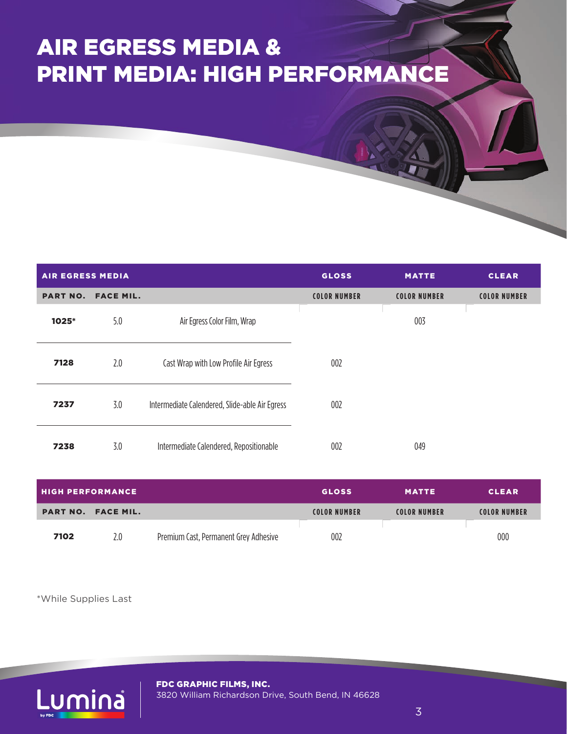# AIR EGRESS MEDIA & PRINT MEDIA: HIGH PERFORMANCE

| AIR EGRESS MEDIA | | | GLOSS | MATTE | CLEAR |
|---|---|---|---|---|---|
| PART NO. | FACE MIL. | | COLOR NUMBER | COLOR NUMBER | COLOR NUMBER |
| **1025*** | 5.0 | Air Egress Color Film, Wrap | | 003 | |
| **7128** | 2.0 | Cast Wrap with Low Profile Air Egress | 002 | | |
| **7237** | 3.0 | Intermediate Calendered, Slide-able Air Egress | 002 | | |
| **7238** | 3.0 | Intermediate Calendered, Repositionable | 002 | 049 | |

| HIGH PERFORMANCE | | | GLOSS | MATTE | CLEAR |
|---|---|---|---|---|---|
| PART NO. | FACE MIL. | | COLOR NUMBER | COLOR NUMBER | COLOR NUMBER |
| **7102** | 2.0 | Premium Cast, Permanent Grey Adhesive | 002 | | 000 |

*While Supplies Last

**FDC GRAPHIC FILMS, INC.**
3820 William Richardson Drive, South Bend, IN 46628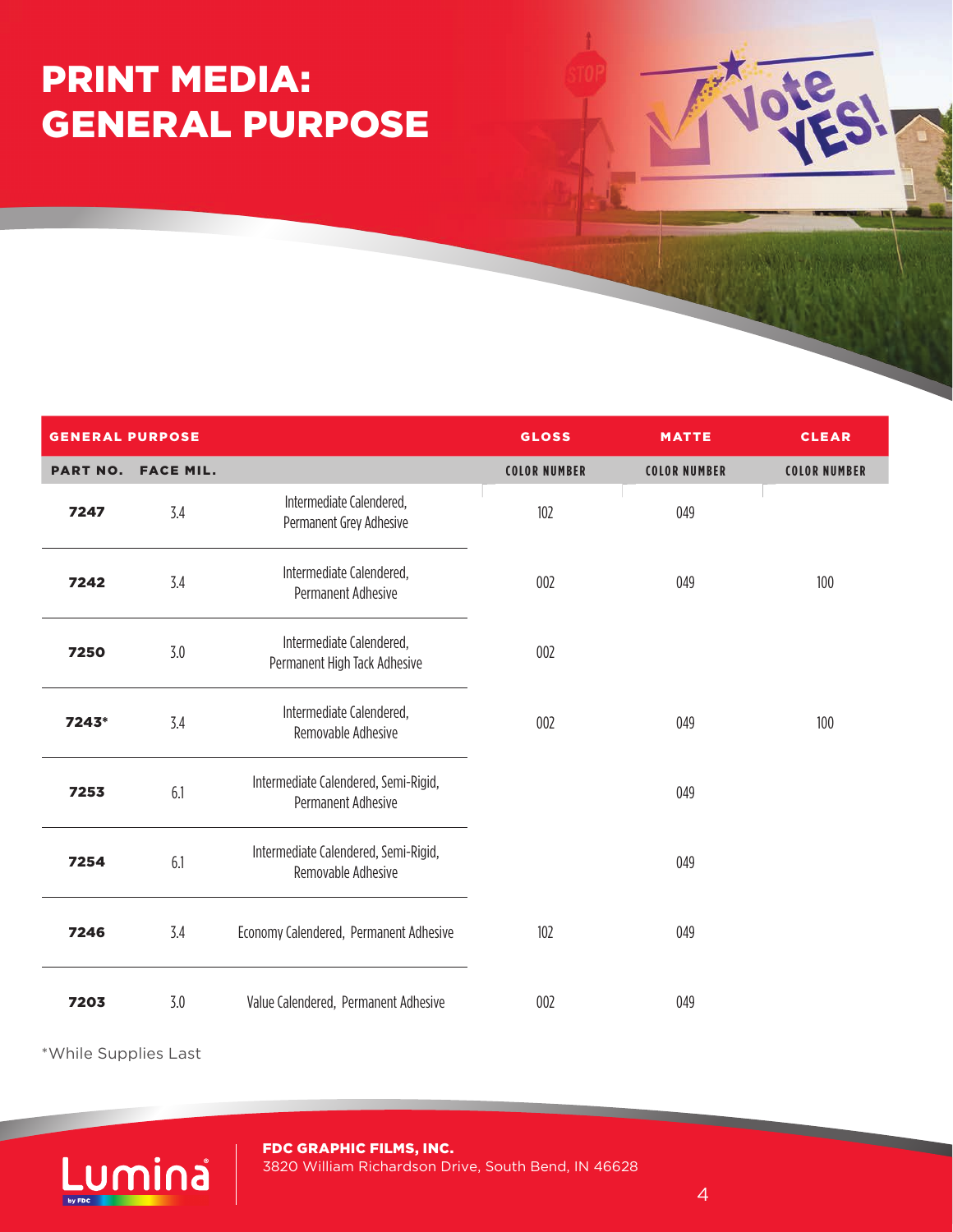# PRINT MEDIA: GENERAL PURPOSE

| GENERAL PURPOSE | | | GLOSS | MATTE | CLEAR |
|---|---|---|---|---|---|
| PART NO. | FACE MIL. | | COLOR NUMBER | COLOR NUMBER | COLOR NUMBER |
| **7247** | 3.4 | Intermediate Calendered, Permanent Grey Adhesive | 102 | 049 | |
| **7242** | 3.4 | Intermediate Calendered, Permanent Adhesive | 002 | 049 | 100 |
| **7250** | 3.0 | Intermediate Calendered, Permanent High Tack Adhesive | 002 | | |
| **7243*** | 3.4 | Intermediate Calendered, Removable Adhesive | 002 | 049 | 100 |
| **7253** | 6.1 | Intermediate Calendered, Semi-Rigid, Permanent Adhesive | | 049 | |
| **7254** | 6.1 | Intermediate Calendered, Semi-Rigid, Removable Adhesive | | 049 | |
| **7246** | 3.4 | Economy Calendered, Permanent Adhesive | 102 | 049 | |
| **7203** | 3.0 | Value Calendered, Permanent Adhesive | 002 | 049 | |

*While Supplies Last

**FDC GRAPHIC FILMS, INC.**
3820 William Richardson Drive, South Bend, IN 46628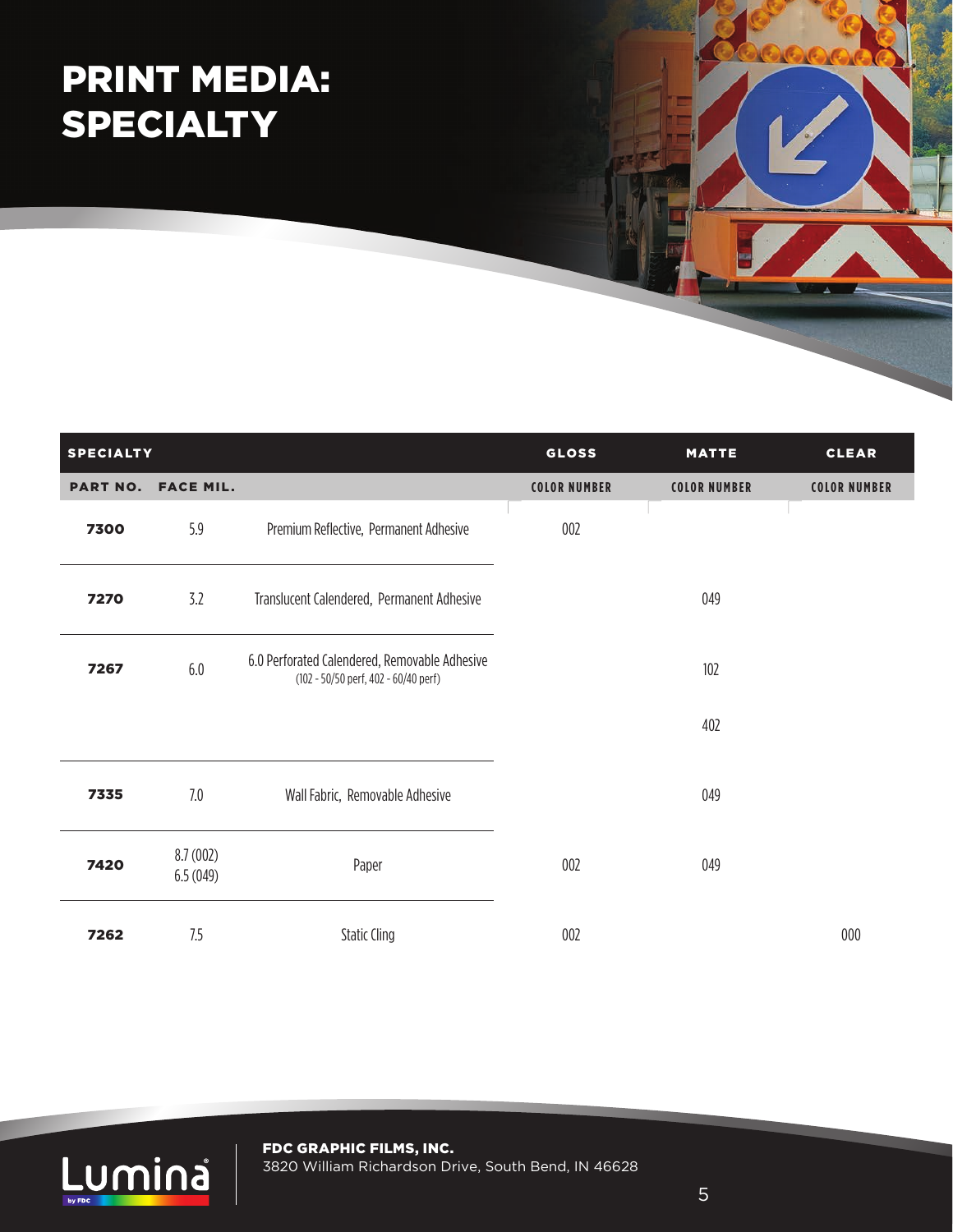# PRINT MEDIA: SPECIALTY

| SPECIALTY | | | GLOSS | MATTE | CLEAR |
|---|---|---|---|---|---|
| PART NO. | FACE MIL. | | COLOR NUMBER | COLOR NUMBER | COLOR NUMBER |
| **7300** | 5.9 | Premium Reflective, Permanent Adhesive | 002 | | |
| **7270** | 3.2 | Translucent Calendered, Permanent Adhesive | | 049 | |
| **7267** | 6.0 | 6.0 Perforated Calendered, Removable Adhesive (102 - 50/50 perf, 402 - 60/40 perf) | | 102<br>402 | |
| **7335** | 7.0 | Wall Fabric, Removable Adhesive | | 049 | |
| **7420** | 8.7 (002)<br>6.5 (049) | Paper | 002 | 049 | |
| **7262** | 7.5 | Static Cling | 002 | | 000 |

**FDC GRAPHIC FILMS, INC.**
3820 William Richardson Drive, South Bend, IN 46628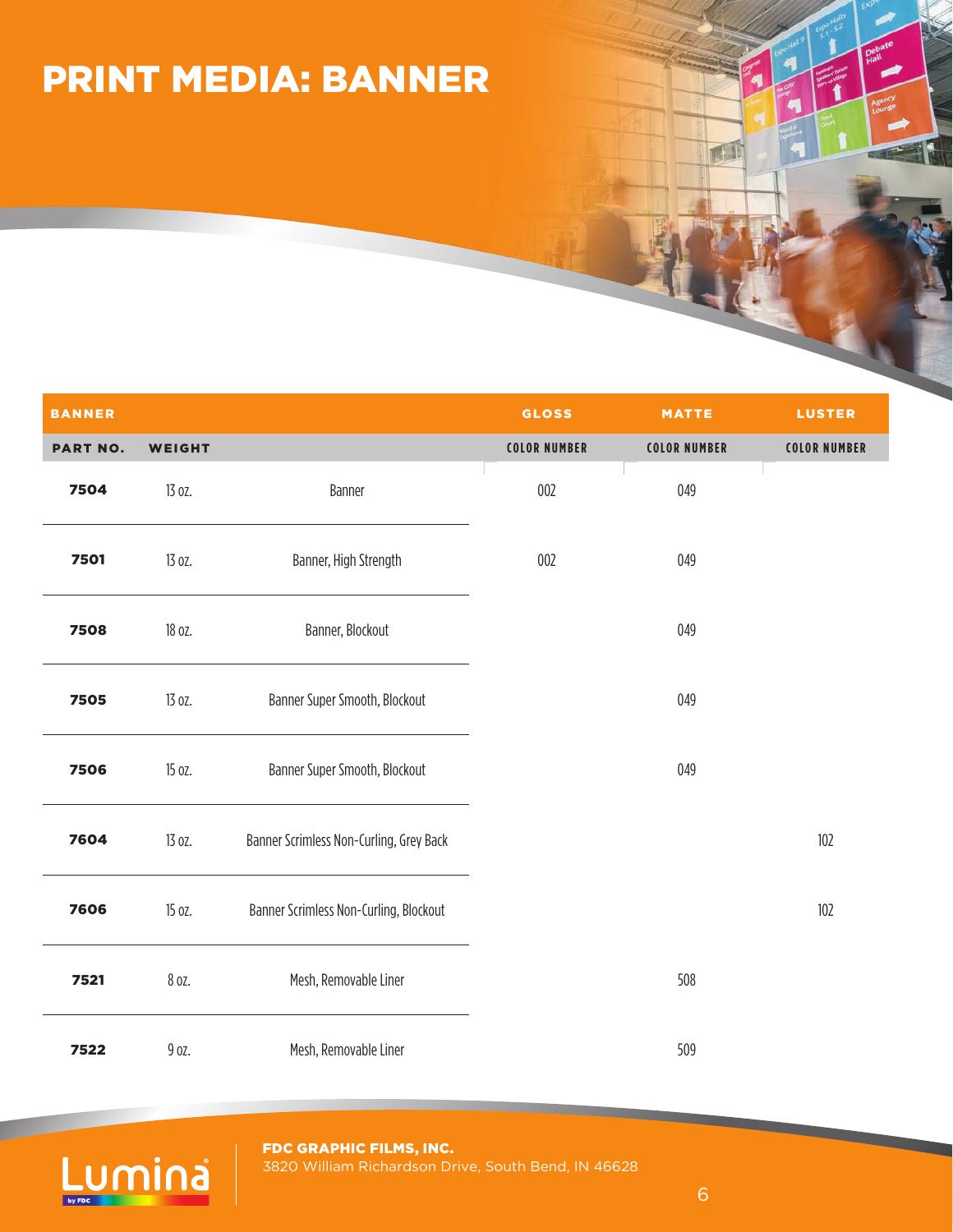# PRINT MEDIA: BANNER

| BANNER | | | GLOSS | MATTE | LUSTER |
|---|---|---|---|---|---|
| PART NO. | WEIGHT | | COLOR NUMBER | COLOR NUMBER | COLOR NUMBER |
| **7504** | 13 oz. | Banner | 002 | 049 | |
| **7501** | 13 oz. | Banner, High Strength | 002 | 049 | |
| **7508** | 18 oz. | Banner, Blockout | | 049 | |
| **7505** | 13 oz. | Banner Super Smooth, Blockout | | 049 | |
| **7506** | 15 oz. | Banner Super Smooth, Blockout | | 049 | |
| **7604** | 13 oz. | Banner Scrimless Non-Curling, Grey Back | | | 102 |
| **7606** | 15 oz. | Banner Scrimless Non-Curling, Blockout | | | 102 |
| **7521** | 8 oz. | Mesh, Removable Liner | | 508 | |
| **7522** | 9 oz. | Mesh, Removable Liner | | 509 | |

Lumina by FDC

**FDC GRAPHIC FILMS, INC.**
3820 William Richardson Drive, South Bend, IN 46628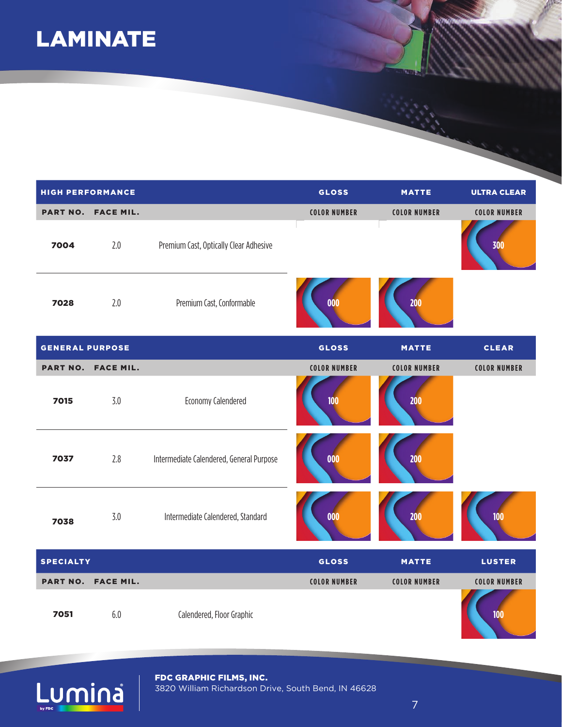# LAMINATE

| HIGH PERFORMANCE | | | GLOSS | MATTE | ULTRA CLEAR |
|---|---|---|---|---|---|
| PART NO. | FACE MIL. | | COLOR NUMBER | COLOR NUMBER | COLOR NUMBER |
| 7004 | 2.0 | Premium Cast, Optically Clear Adhesive | | | 300 |
| 7028 | 2.0 | Premium Cast, Conformable | 000 | 200 | |

| GENERAL PURPOSE | | | GLOSS | MATTE | CLEAR |
|---|---|---|---|---|---|
| PART NO. | FACE MIL. | | COLOR NUMBER | COLOR NUMBER | COLOR NUMBER |
| 7015 | 3.0 | Economy Calendered | 100 | 200 | |
| 7037 | 2.8 | Intermediate Calendered, General Purpose | 000 | 200 | |
| 7038 | 3.0 | Intermediate Calendered, Standard | 000 | 200 | 100 |

| SPECIALTY | | | GLOSS | MATTE | LUSTER |
|---|---|---|---|---|---|
| PART NO. | FACE MIL. | | COLOR NUMBER | COLOR NUMBER | COLOR NUMBER |
| 7051 | 6.0 | Calendered, Floor Graphic | | | 100 |

Lumina by FDC

**FDC GRAPHIC FILMS, INC.**
3820 William Richardson Drive, South Bend, IN 46628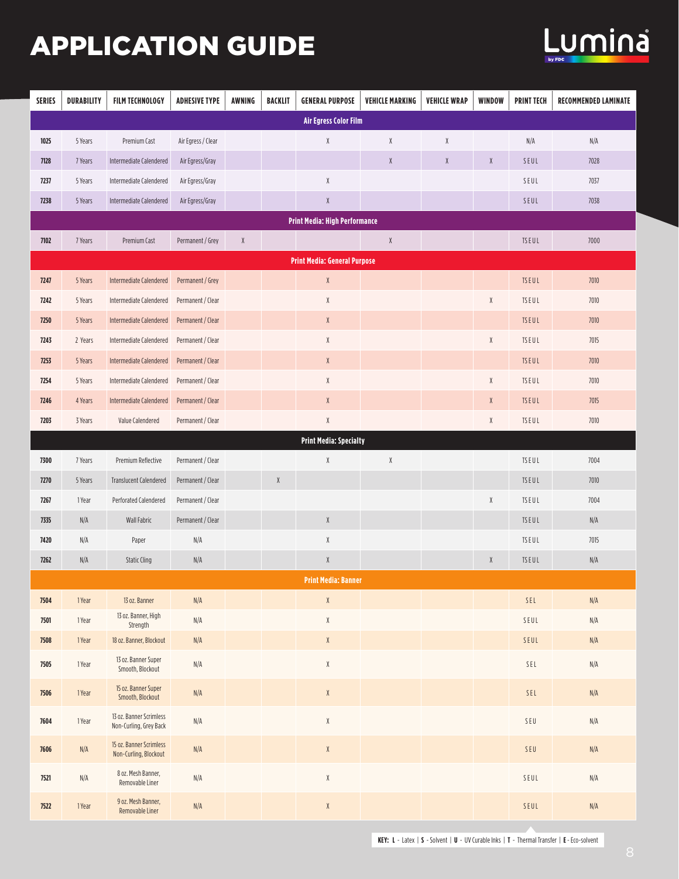# APPLICATION GUIDE

| SERIES | DURABILITY | FILM TECHNOLOGY | ADHESIVE TYPE | AWNING | BACKLIT | GENERAL PURPOSE | VEHICLE MARKING | VEHICLE WRAP | WINDOW | PRINT TECH | RECOMMENDED LAMINATE |
|---|---|---|---|---|---|---|---|---|---|---|---|
| **Air Egress Color Film** | | | | | | | | | | | |
| 1025 | 5 Years | Premium Cast | Air Egress / Clear | | | X | X | X | | N/A | N/A |
| 7128 | 7 Years | Intermediate Calendered | Air Egress/Gray | | | | X | X | X | SEUL | 7028 |
| 7237 | 5 Years | Intermediate Calendered | Air Egress/Gray | | | X | | | | SEUL | 7037 |
| 7238 | 5 Years | Intermediate Calendered | Air Egress/Gray | | | X | | | | SEUL | 7038 |
| **Print Media: High Performance** | | | | | | | | | | | |
| 7102 | 7 Years | Premium Cast | Permanent / Grey | X | | | X | | | TSEUL | 7000 |
| **Print Media: General Purpose** | | | | | | | | | | | |
| 7247 | 5 Years | Intermediate Calendered | Permanent / Grey | | | X | | | | TSEUL | 7010 |
| 7242 | 5 Years | Intermediate Calendered | Permanent / Clear | | | X | | | X | TSEUL | 7010 |
| 7250 | 5 Years | Intermediate Calendered | Permanent / Clear | | | X | | | | TSEUL | 7010 |
| 7243 | 2 Years | Intermediate Calendered | Permanent / Clear | | | X | | | X | TSEUL | 7015 |
| 7253 | 5 Years | Intermediate Calendered | Permanent / Clear | | | X | | | | TSEUL | 7010 |
| 7254 | 5 Years | Intermediate Calendered | Permanent / Clear | | | X | | | X | TSEUL | 7010 |
| 7246 | 4 Years | Intermediate Calendered | Permanent / Clear | | | X | | | X | TSEUL | 7015 |
| 7203 | 3 Years | Value Calendered | Permanent / Clear | | | X | | | X | TSEUL | 7010 |
| **Print Media: Specialty** | | | | | | | | | | | |
| 7300 | 7 Years | Premium Reflective | Permanent / Clear | | | X | X | | | TSEUL | 7004 |
| 7270 | 5 Years | Translucent Calendered | Permanent / Clear | | X | | | | | TSEUL | 7010 |
| 7267 | 1 Year | Perforated Calendered | Permanent / Clear | | | | | | X | TSEUL | 7004 |
| 7335 | N/A | Wall Fabric | Permanent / Clear | | | X | | | | TSEUL | N/A |
| 7420 | N/A | Paper | N/A | | | X | | | | TSEUL | 7015 |
| 7262 | N/A | Static Cling | N/A | | | X | | | X | TSEUL | N/A |
| **Print Media: Banner** | | | | | | | | | | | |
| 7504 | 1 Year | 13 oz. Banner | N/A | | | X | | | | SEL | N/A |
| 7501 | 1 Year | 13 oz. Banner, High Strength | N/A | | | X | | | | SEUL | N/A |
| 7508 | 1 Year | 18 oz. Banner, Blockout | N/A | | | X | | | | SEUL | N/A |
| 7505 | 1 Year | 13 oz. Banner Super Smooth, Blockout | N/A | | | X | | | | SEL | N/A |
| 7506 | 1 Year | 15 oz. Banner Super Smooth, Blockout | N/A | | | X | | | | SEL | N/A |
| 7604 | 1 Year | 13 oz. Banner Scrimless Non-Curling, Grey Back | N/A | | | X | | | | SEU | N/A |
| 7606 | N/A | 15 oz. Banner Scrimless Non-Curling, Blockout | N/A | | | X | | | | SEU | N/A |
| 7521 | N/A | 8 oz. Mesh Banner, Removable Liner | N/A | | | X | | | | SEUL | N/A |
| 7522 | 1 Year | 9 oz. Mesh Banner, Removable Liner | N/A | | | X | | | | SEUL | N/A |

**KEY:** **L** - Latex | **S** - Solvent | **U** - UV Curable Inks | **T** - Thermal Transfer | **E** - Eco-solvent